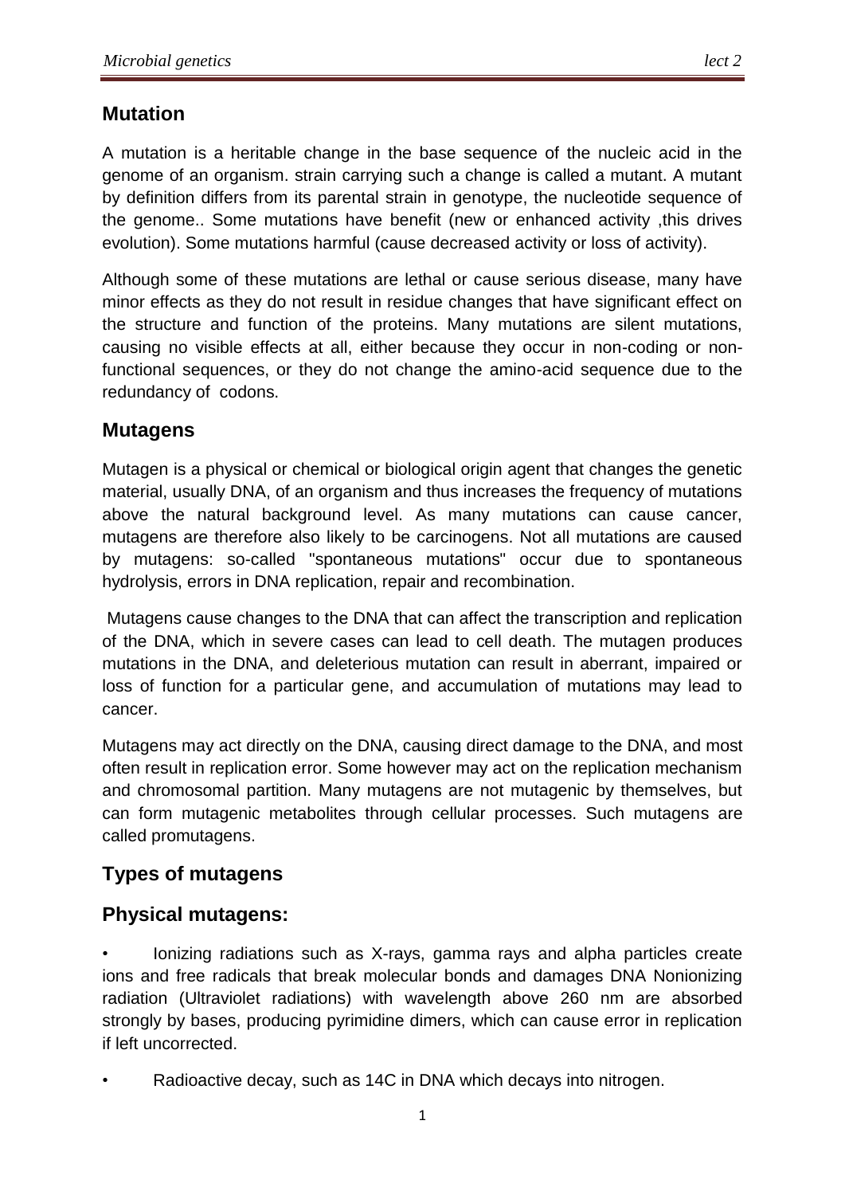## Mutation

A mutation is a heritable change in the base sequence of the nucleic acid in the genome of an organism. strain carrying such a change is called a mutant. A mutant by definition differs from its parental strain in genotype, the nucleotide sequence of the genome.. Some mutations have benefit (new or enhanced activity ,this drives evolution). Some mutations harmful (cause decreased activity or loss of activity).

Although some of these mutations are lethal or cause serious disease, many have minor effects as they do not result in residue changes that have significant effect on the structure and function of the proteins. Many mutations are silent mutations, causing no visible effects at all, either because they occur in non-coding or non-functional sequences, or they do not change the amino-acid sequence due to the redundancy of codons.

## Mutagens

Mutagen is a physical or chemical or biological origin agent that changes the genetic material, usually DNA, of an organism and thus increases the frequency of mutations above the natural background level. As many mutations can cause cancer, mutagens are therefore also likely to be carcinogens. Not all mutations are caused by mutagens: so-called "spontaneous mutations" occur due to spontaneous hydrolysis, errors in DNA replication, repair and recombination.

Mutagens cause changes to the DNA that can affect the transcription and replication of the DNA, which in severe cases can lead to cell death. The mutagen produces mutations in the DNA, and deleterious mutation can result in aberrant, impaired or loss of function for a particular gene, and accumulation of mutations may lead to cancer.

Mutagens may act directly on the DNA, causing direct damage to the DNA, and most often result in replication error. Some however may act on the replication mechanism and chromosomal partition. Many mutagens are not mutagenic by themselves, but can form mutagenic metabolites through cellular processes. Such mutagens are called promutagens.

## Types of mutagens

## Physical mutagens:

- Ionizing radiations such as X-rays, gamma rays and alpha particles create ions and free radicals that break molecular bonds and damages DNA Nonionizing radiation (Ultraviolet radiations) with wavelength above 260 nm are absorbed strongly by bases, producing pyrimidine dimers, which can cause error in replication if left uncorrected.
- Radioactive decay, such as 14C in DNA which decays into nitrogen.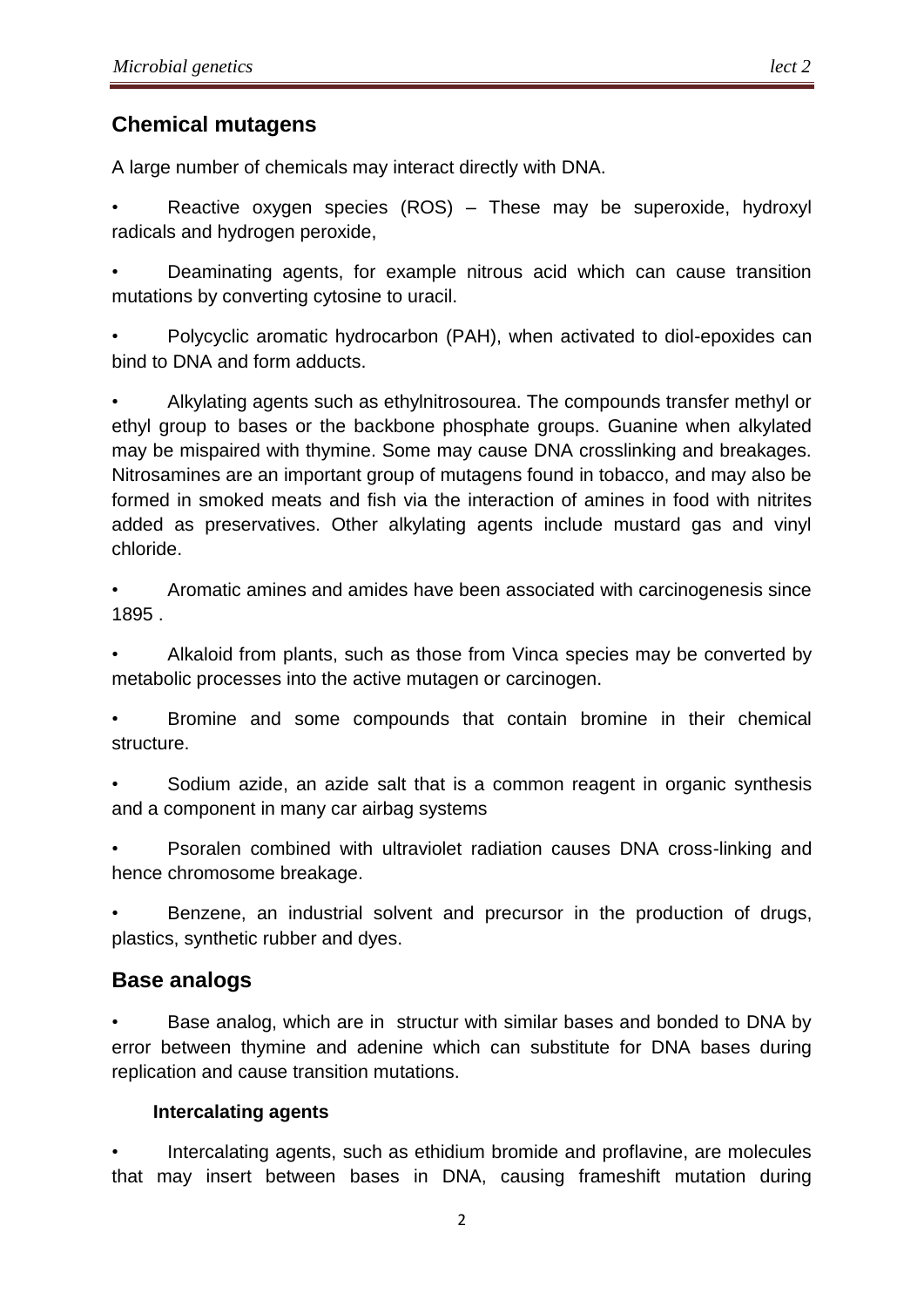## Chemical mutagens

A large number of chemicals may interact directly with DNA.

- Reactive oxygen species (ROS) – These may be superoxide, hydroxyl radicals and hydrogen peroxide,
- Deaminating agents, for example nitrous acid which can cause transition mutations by converting cytosine to uracil.
- Polycyclic aromatic hydrocarbon (PAH), when activated to diol-epoxides can bind to DNA and form adducts.
- Alkylating agents such as ethylnitrosourea. The compounds transfer methyl or ethyl group to bases or the backbone phosphate groups. Guanine when alkylated may be mispaired with thymine. Some may cause DNA crosslinking and breakages. Nitrosamines are an important group of mutagens found in tobacco, and may also be formed in smoked meats and fish via the interaction of amines in food with nitrites added as preservatives. Other alkylating agents include mustard gas and vinyl chloride.
- Aromatic amines and amides have been associated with carcinogenesis since 1895 .
- Alkaloid from plants, such as those from Vinca species may be converted by metabolic processes into the active mutagen or carcinogen.
- Bromine and some compounds that contain bromine in their chemical structure.
- Sodium azide, an azide salt that is a common reagent in organic synthesis and a component in many car airbag systems
- Psoralen combined with ultraviolet radiation causes DNA cross-linking and hence chromosome breakage.
- Benzene, an industrial solvent and precursor in the production of drugs, plastics, synthetic rubber and dyes.

## Base analogs

- Base analog, which are in structur with similar bases and bonded to DNA by error between thymine and adenine which can substitute for DNA bases during replication and cause transition mutations.

### Intercalating agents

- Intercalating agents, such as ethidium bromide and proflavine, are molecules that may insert between bases in DNA, causing frameshift mutation during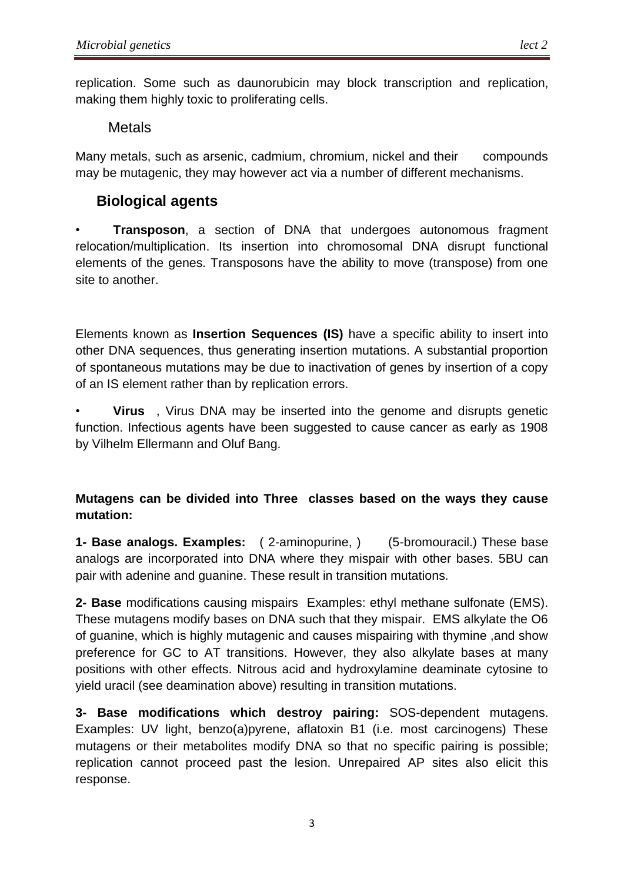replication. Some such as daunorubicin may block transcription and replication, making them highly toxic to proliferating cells.

### Metals

Many metals, such as arsenic, cadmium, chromium, nickel and their compounds may be mutagenic, they may however act via a number of different mechanisms.

## Biological agents

- **Transposon**, a section of DNA that undergoes autonomous fragment relocation/multiplication. Its insertion into chromosomal DNA disrupt functional elements of the genes. Transposons have the ability to move (transpose) from one site to another.

Elements known as **Insertion Sequences (IS)** have a specific ability to insert into other DNA sequences, thus generating insertion mutations. A substantial proportion of spontaneous mutations may be due to inactivation of genes by insertion of a copy of an IS element rather than by replication errors.

- **Virus** , Virus DNA may be inserted into the genome and disrupts genetic function. Infectious agents have been suggested to cause cancer as early as 1908 by Vilhelm Ellermann and Oluf Bang.

**Mutagens can be divided into Three classes based on the ways they cause mutation:**

**1- Base analogs. Examples:** ( 2-aminopurine, ) (5-bromouracil.) These base analogs are incorporated into DNA where they mispair with other bases. 5BU can pair with adenine and guanine. These result in transition mutations.

**2- Base** modifications causing mispairs Examples: ethyl methane sulfonate (EMS). These mutagens modify bases on DNA such that they mispair. EMS alkylate the O6 of guanine, which is highly mutagenic and causes mispairing with thymine ,and show preference for GC to AT transitions. However, they also alkylate bases at many positions with other effects. Nitrous acid and hydroxylamine deaminate cytosine to yield uracil (see deamination above) resulting in transition mutations.

**3- Base modifications which destroy pairing:** SOS-dependent mutagens. Examples: UV light, benzo(a)pyrene, aflatoxin B1 (i.e. most carcinogens) These mutagens or their metabolites modify DNA so that no specific pairing is possible; replication cannot proceed past the lesion. Unrepaired AP sites also elicit this response.